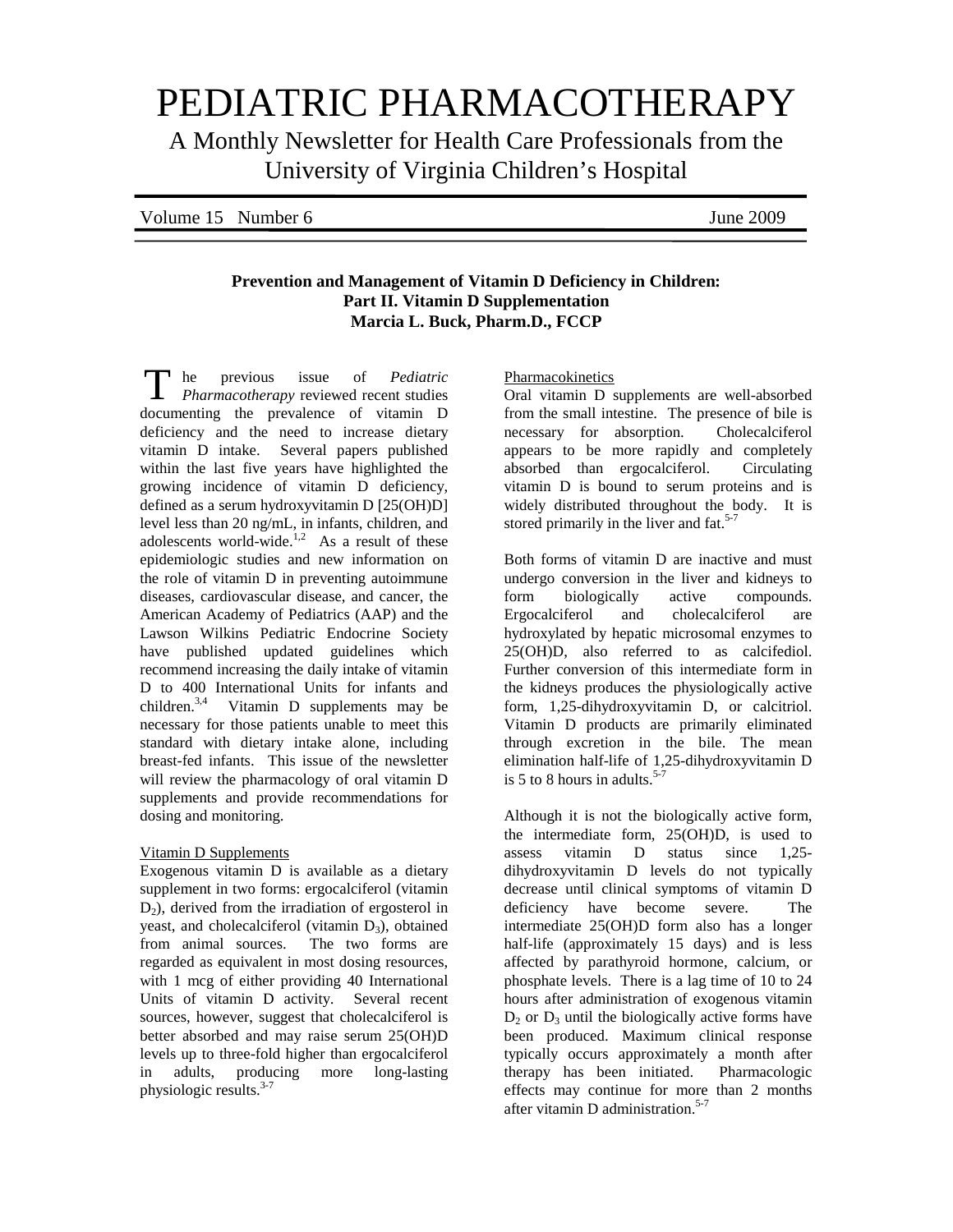# PEDIATRIC PHARMACOTHERAPY

A Monthly Newsletter for Health Care Professionals from the University of Virginia Children's Hospital

Volume 15 Number 6 June 2009

## Prevention and Management of Vitamin D Deficiency in Children: Part II. Vitamin D Supplementation

**Marcia L. Buck, Pharm.D., FCCP**

The previous issue of *Pediatric Pharmacotherapy* reviewed recent studies documenting the prevalence of vitamin D deficiency and the need to increase dietary vitamin D intake. Several papers published within the last five years have highlighted the growing incidence of vitamin D deficiency, defined as a serum hydroxyvitamin D [25(OH)D] level less than 20 ng/mL, in infants, children, and adolescents world-wide.[1,2] As a result of these epidemiologic studies and new information on the role of vitamin D in preventing autoimmune diseases, cardiovascular disease, and cancer, the American Academy of Pediatrics (AAP) and the Lawson Wilkins Pediatric Endocrine Society have published updated guidelines which recommend increasing the daily intake of vitamin D to 400 International Units for infants and children.[3,4] Vitamin D supplements may be necessary for those patients unable to meet this standard with dietary intake alone, including breast-fed infants. This issue of the newsletter will review the pharmacology of oral vitamin D supplements and provide recommendations for dosing and monitoring.

### Vitamin D Supplements

Exogenous vitamin D is available as a dietary supplement in two forms: ergocalciferol (vitamin $D_2$), derived from the irradiation of ergosterol in yeast, and cholecalciferol (vitamin $D_3$), obtained from animal sources. The two forms are regarded as equivalent in most dosing resources, with 1 mcg of either providing 40 International Units of vitamin D activity. Several recent sources, however, suggest that cholecalciferol is better absorbed and may raise serum 25(OH)D levels up to three-fold higher than ergocalciferol in adults, producing more long-lasting physiologic results.[3-7]

### Pharmacokinetics

Oral vitamin D supplements are well-absorbed from the small intestine. The presence of bile is necessary for absorption. Cholecalciferol appears to be more rapidly and completely absorbed than ergocalciferol. Circulating vitamin D is bound to serum proteins and is widely distributed throughout the body. It is stored primarily in the liver and fat.[5-7]

Both forms of vitamin D are inactive and must undergo conversion in the liver and kidneys to form biologically active compounds. Ergocalciferol and cholecalciferol are hydroxylated by hepatic microsomal enzymes to 25(OH)D, also referred to as calcifediol. Further conversion of this intermediate form in the kidneys produces the physiologically active form, 1,25-dihydroxyvitamin D, or calcitriol. Vitamin D products are primarily eliminated through excretion in the bile. The mean elimination half-life of 1,25-dihydroxyvitamin D is 5 to 8 hours in adults.[5-7]

Although it is not the biologically active form, the intermediate form, 25(OH)D, is used to assess vitamin D status since 1,25-dihydroxyvitamin D levels do not typically decrease until clinical symptoms of vitamin D deficiency have become severe. The intermediate 25(OH)D form also has a longer half-life (approximately 15 days) and is less affected by parathyroid hormone, calcium, or phosphate levels. There is a lag time of 10 to 24 hours after administration of exogenous vitamin $D_2$ or $D_3$ until the biologically active forms have been produced. Maximum clinical response typically occurs approximately a month after therapy has been initiated. Pharmacologic effects may continue for more than 2 months after vitamin D administration.[5-7]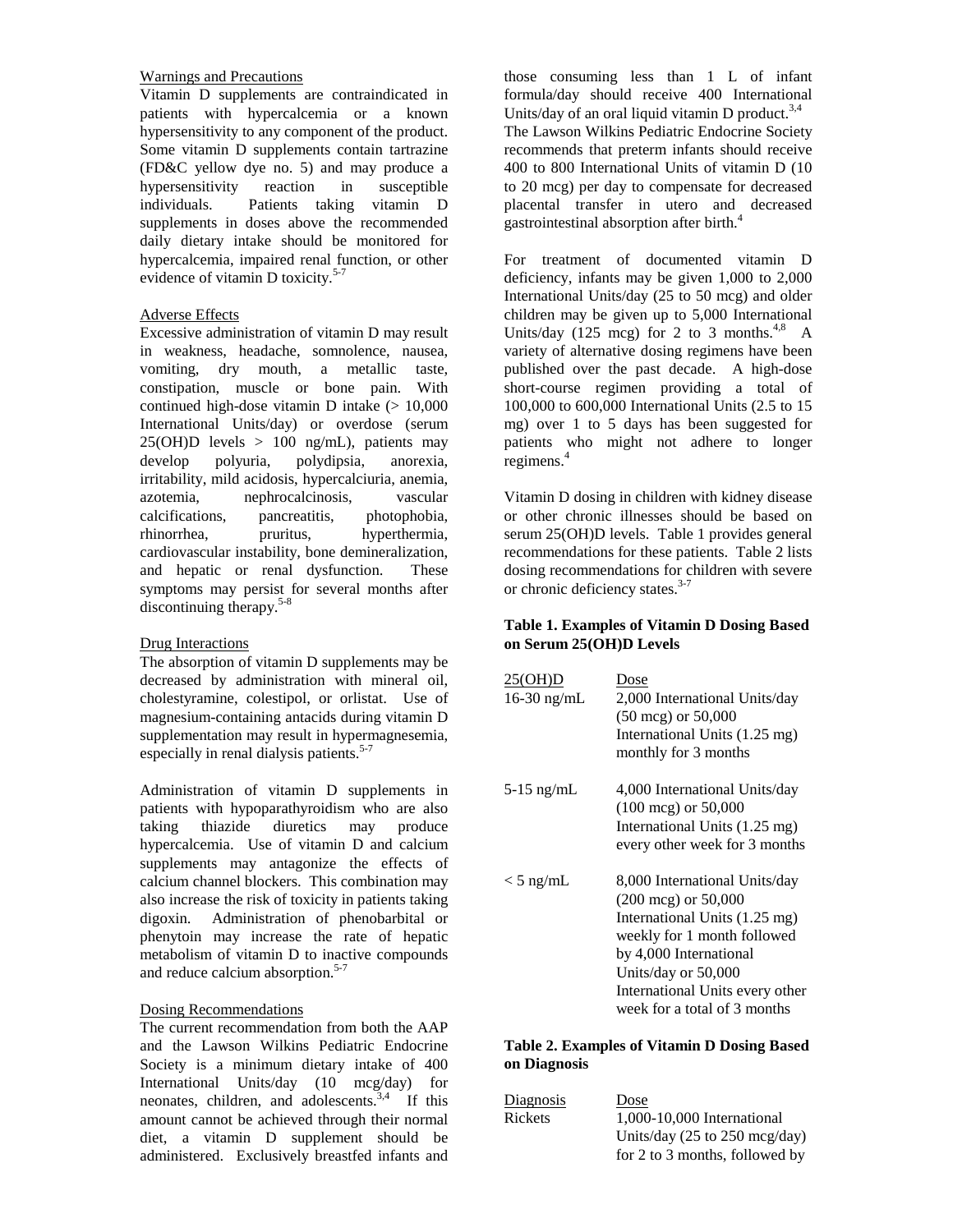### Warnings and Precautions

Vitamin D supplements are contraindicated in patients with hypercalcemia or a known hypersensitivity to any component of the product. Some vitamin D supplements contain tartrazine (FD&C yellow dye no. 5) and may produce a hypersensitivity reaction in susceptible individuals. Patients taking vitamin D supplements in doses above the recommended daily dietary intake should be monitored for hypercalcemia, impaired renal function, or other evidence of vitamin D toxicity.[5-7]

### Adverse Effects

Excessive administration of vitamin D may result in weakness, headache, somnolence, nausea, vomiting, dry mouth, a metallic taste, constipation, muscle or bone pain. With continued high-dose vitamin D intake (> 10,000 International Units/day) or overdose (serum 25(OH)D levels > 100 ng/mL), patients may develop polyuria, polydipsia, anorexia, irritability, mild acidosis, hypercalciuria, anemia, azotemia, nephrocalcinosis, vascular calcifications, pancreatitis, photophobia, rhinorrhea, pruritus, hyperthermia, cardiovascular instability, bone demineralization, and hepatic or renal dysfunction. These symptoms may persist for several months after discontinuing therapy.[5-8]

### Drug Interactions

The absorption of vitamin D supplements may be decreased by administration with mineral oil, cholestyramine, colestipol, or orlistat. Use of magnesium-containing antacids during vitamin D supplementation may result in hypermagnesemia, especially in renal dialysis patients.[5-7]

Administration of vitamin D supplements in patients with hypoparathyroidism who are also taking thiazide diuretics may produce hypercalcemia. Use of vitamin D and calcium supplements may antagonize the effects of calcium channel blockers. This combination may also increase the risk of toxicity in patients taking digoxin. Administration of phenobarbital or phenytoin may increase the rate of hepatic metabolism of vitamin D to inactive compounds and reduce calcium absorption.[5-7]

### Dosing Recommendations

The current recommendation from both the AAP and the Lawson Wilkins Pediatric Endocrine Society is a minimum dietary intake of 400 International Units/day (10 mcg/day) for neonates, children, and adolescents.[3,4] If this amount cannot be achieved through their normal diet, a vitamin D supplement should be administered. Exclusively breastfed infants and those consuming less than 1 L of infant formula/day should receive 400 International Units/day of an oral liquid vitamin D product.[3,4] The Lawson Wilkins Pediatric Endocrine Society recommends that preterm infants should receive 400 to 800 International Units of vitamin D (10 to 20 mcg) per day to compensate for decreased placental transfer in utero and decreased gastrointestinal absorption after birth.[4]

For treatment of documented vitamin D deficiency, infants may be given 1,000 to 2,000 International Units/day (25 to 50 mcg) and older children may be given up to 5,000 International Units/day (125 mcg) for 2 to 3 months.[4,8] A variety of alternative dosing regimens have been published over the past decade. A high-dose short-course regimen providing a total of 100,000 to 600,000 International Units (2.5 to 15 mg) over 1 to 5 days has been suggested for patients who might not adhere to longer regimens.[4]

Vitamin D dosing in children with kidney disease or other chronic illnesses should be based on serum 25(OH)D levels. Table 1 provides general recommendations for these patients. Table 2 lists dosing recommendations for children with severe or chronic deficiency states.[3-7]

**Table 1. Examples of Vitamin D Dosing Based on Serum 25(OH)D Levels**

| 25(OH)D | Dose |
|---|---|
| 16-30 ng/mL | 2,000 International Units/day (50 mcg) or 50,000 International Units (1.25 mg) monthly for 3 months |
| 5-15 ng/mL | 4,000 International Units/day (100 mcg) or 50,000 International Units (1.25 mg) every other week for 3 months |
| < 5 ng/mL | 8,000 International Units/day (200 mcg) or 50,000 International Units (1.25 mg) weekly for 1 month followed by 4,000 International Units/day or 50,000 International Units every other week for a total of 3 months |

**Table 2. Examples of Vitamin D Dosing Based on Diagnosis**

| Diagnosis | Dose |
|---|---|
| Rickets | 1,000-10,000 International Units/day (25 to 250 mcg/day) for 2 to 3 months, followed by |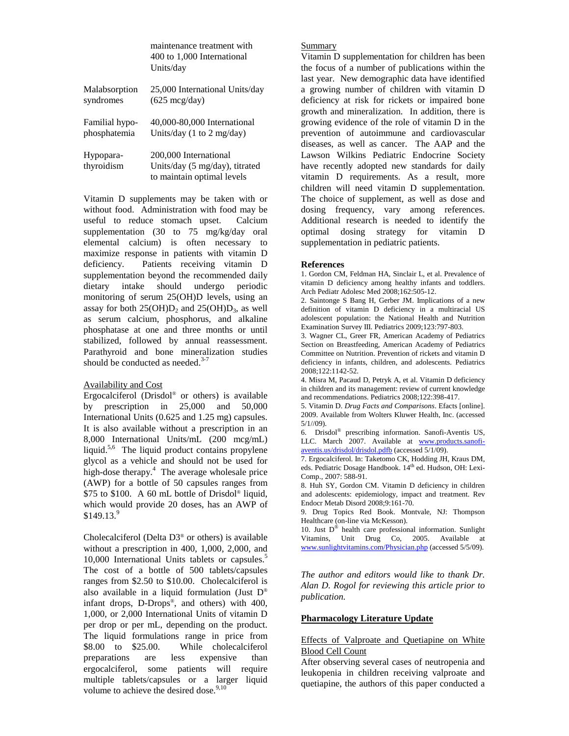| | |
|---|---|
| | maintenance treatment with 400 to 1,000 International Units/day |
| Malabsorption syndromes | 25,000 International Units/day (625 mcg/day) |
| Familial hypo-phosphatemia | 40,000-80,000 International Units/day (1 to 2 mg/day) |
| Hypopara-thyroidism | 200,000 International Units/day (5 mg/day), titrated to maintain optimal levels |

Vitamin D supplements may be taken with or without food. Administration with food may be useful to reduce stomach upset. Calcium supplementation (30 to 75 mg/kg/day oral elemental calcium) is often necessary to maximize response in patients with vitamin D deficiency. Patients receiving vitamin D supplementation beyond the recommended daily dietary intake should undergo periodic monitoring of serum 25(OH)D levels, using an assay for both 25(OH)$D_2$ and 25(OH)$D_3$, as well as serum calcium, phosphorus, and alkaline phosphatase at one and three months or until stabilized, followed by annual reassessment. Parathyroid and bone mineralization studies should be conducted as needed.[3-7]

Availability and Cost

Ergocalciferol (Drisdol® or others) is available by prescription in 25,000 and 50,000 International Units (0.625 and 1.25 mg) capsules. It is also available without a prescription in an 8,000 International Units/mL (200 mcg/mL) liquid.[5,6] The liquid product contains propylene glycol as a vehicle and should not be used for high-dose therapy.[4] The average wholesale price (AWP) for a bottle of 50 capsules ranges from $75 to $100. A 60 mL bottle of Drisdol® liquid, which would provide 20 doses, has an AWP of $149.13.[9]

Cholecalciferol (Delta D3® or others) is available without a prescription in 400, 1,000, 2,000, and 10,000 International Units tablets or capsules.[5] The cost of a bottle of 500 tablets/capsules ranges from $2.50 to $10.00. Cholecalciferol is also available in a liquid formulation (Just D® infant drops, D-Drops®, and others) with 400, 1,000, or 2,000 International Units of vitamin D per drop or per mL, depending on the product. The liquid formulations range in price from $8.00 to $25.00. While cholecalciferol preparations are less expensive than ergocalciferol, some patients will require multiple tablets/capsules or a larger liquid volume to achieve the desired dose.[9,10]

Summary

Vitamin D supplementation for children has been the focus of a number of publications within the last year. New demographic data have identified a growing number of children with vitamin D deficiency at risk for rickets or impaired bone growth and mineralization. In addition, there is growing evidence of the role of vitamin D in the prevention of autoimmune and cardiovascular diseases, as well as cancer. The AAP and the Lawson Wilkins Pediatric Endocrine Society have recently adopted new standards for daily vitamin D requirements. As a result, more children will need vitamin D supplementation. The choice of supplement, as well as dose and dosing frequency, vary among references. Additional research is needed to identify the optimal dosing strategy for vitamin D supplementation in pediatric patients.

**References**

1. Gordon CM, Feldman HA, Sinclair L, et al. Prevalence of vitamin D deficiency among healthy infants and toddlers. Arch Pediatr Adolesc Med 2008;162:505-12.
2. Saintonge S Bang H, Gerber JM. Implications of a new definition of vitamin D deficiency in a multiracial US adolescent population: the National Health and Nutrition Examination Survey III. Pediatrics 2009;123:797-803.
3. Wagner CL, Greer FR, American Academy of Pediatrics Section on Breastfeeding, American Academy of Pediatrics Committee on Nutrition. Prevention of rickets and vitamin D deficiency in infants, children, and adolescents. Pediatrics 2008;122:1142-52.
4. Misra M, Pacaud D, Petryk A, et al. Vitamin D deficiency in children and its management: review of current knowledge and recommendations. Pediatrics 2008;122:398-417.
5. Vitamin D. *Drug Facts and Comparisons*. Efacts [online]. 2009. Available from Wolters Kluwer Health, Inc. (accessed 5/1//09).
6. Drisdol® prescribing information. Sanofi-Aventis US, LLC. March 2007. Available at www.products.sanofi-aventis.us/drisdol/drisdol.pdfb (accessed 5/1/09).
7. Ergocalciferol. In: Taketomo CK, Hodding JH, Kraus DM, eds. Pediatric Dosage Handbook. 14th ed. Hudson, OH: Lexi-Comp., 2007: 588-91.
8. Huh SY, Gordon CM. Vitamin D deficiency in children and adolescents: epidemiology, impact and treatment. Rev Endocr Metab Disord 2008;9:161-70.
9. Drug Topics Red Book. Montvale, NJ: Thompson Healthcare (on-line via McKesson).
10. Just D® health care professional information. Sunlight Vitamins, Unit Drug Co, 2005. Available at www.sunlightvitamins.com/Physician.php (accessed 5/5/09).

*The author and editors would like to thank Dr. Alan D. Rogol for reviewing this article prior to publication.*

**Pharmacology Literature Update**

Effects of Valproate and Quetiapine on White Blood Cell Count

After observing several cases of neutropenia and leukopenia in children receiving valproate and quetiapine, the authors of this paper conducted a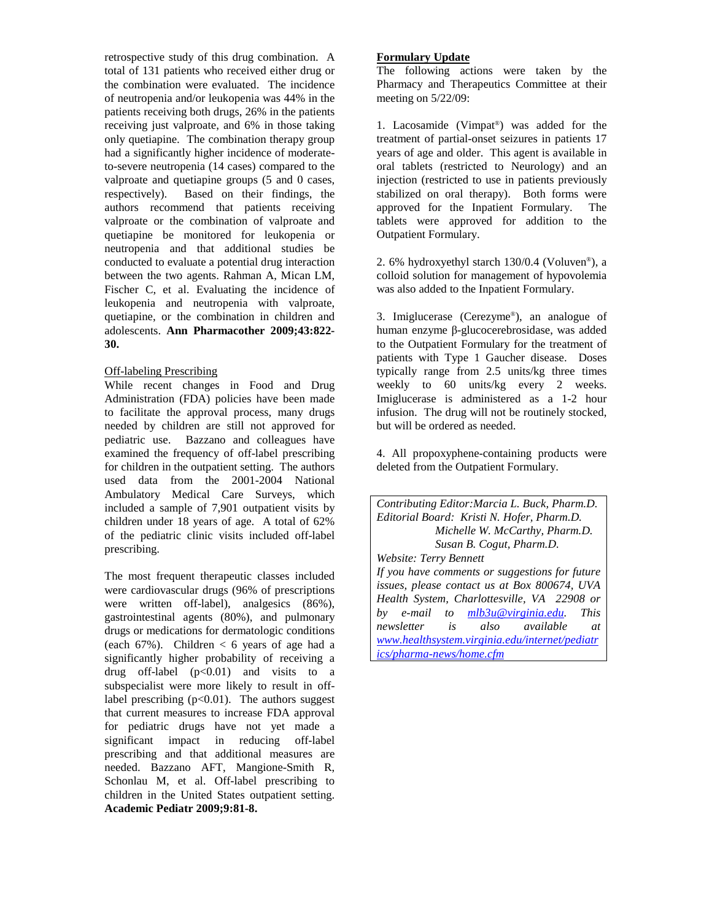retrospective study of this drug combination. A total of 131 patients who received either drug or the combination were evaluated. The incidence of neutropenia and/or leukopenia was 44% in the patients receiving both drugs, 26% in the patients receiving just valproate, and 6% in those taking only quetiapine. The combination therapy group had a significantly higher incidence of moderate-to-severe neutropenia (14 cases) compared to the valproate and quetiapine groups (5 and 0 cases, respectively). Based on their findings, the authors recommend that patients receiving valproate or the combination of valproate and quetiapine be monitored for leukopenia or neutropenia and that additional studies be conducted to evaluate a potential drug interaction between the two agents. Rahman A, Mican LM, Fischer C, et al. Evaluating the incidence of leukopenia and neutropenia with valproate, quetiapine, or the combination in children and adolescents. **Ann Pharmacother 2009;43:822-30.**

Off-labeling Prescribing

While recent changes in Food and Drug Administration (FDA) policies have been made to facilitate the approval process, many drugs needed by children are still not approved for pediatric use. Bazzano and colleagues have examined the frequency of off-label prescribing for children in the outpatient setting. The authors used data from the 2001-2004 National Ambulatory Medical Care Surveys, which included a sample of 7,901 outpatient visits by children under 18 years of age. A total of 62% of the pediatric clinic visits included off-label prescribing.

The most frequent therapeutic classes included were cardiovascular drugs (96% of prescriptions were written off-label), analgesics (86%), gastrointestinal agents (80%), and pulmonary drugs or medications for dermatologic conditions (each 67%). Children < 6 years of age had a significantly higher probability of receiving a drug off-label ($p<0.01$) and visits to a subspecialist were more likely to result in off-label prescribing ($p<0.01$). The authors suggest that current measures to increase FDA approval for pediatric drugs have not yet made a significant impact in reducing off-label prescribing and that additional measures are needed. Bazzano AFT, Mangione-Smith R, Schonlau M, et al. Off-label prescribing to children in the United States outpatient setting. **Academic Pediatr 2009;9:81-8.**

## Formulary Update

The following actions were taken by the Pharmacy and Therapeutics Committee at their meeting on 5/22/09:

1. Lacosamide (Vimpat®) was added for the treatment of partial-onset seizures in patients 17 years of age and older. This agent is available in oral tablets (restricted to Neurology) and an injection (restricted to use in patients previously stabilized on oral therapy). Both forms were approved for the Inpatient Formulary. The tablets were approved for addition to the Outpatient Formulary.

2. 6% hydroxyethyl starch 130/0.4 (Voluven®), a colloid solution for management of hypovolemia was also added to the Inpatient Formulary.

3. Imiglucerase (Cerezyme®), an analogue of human enzyme β-glucocerebrosidase, was added to the Outpatient Formulary for the treatment of patients with Type 1 Gaucher disease. Doses typically range from 2.5 units/kg three times weekly to 60 units/kg every 2 weeks. Imiglucerase is administered as a 1-2 hour infusion. The drug will not be routinely stocked, but will be ordered as needed.

4. All propoxyphene-containing products were deleted from the Outpatient Formulary.

*Contributing Editor: Marcia L. Buck, Pharm.D.*
*Editorial Board: Kristi N. Hofer, Pharm.D.*
*Michelle W. McCarthy, Pharm.D.*
*Susan B. Cogut, Pharm.D.*
*Website: Terry Bennett*
*If you have comments or suggestions for future issues, please contact us at Box 800674, UVA Health System, Charlottesville, VA 22908 or by e-mail to mlb3u@virginia.edu. This newsletter is also available at www.healthsystem.virginia.edu/internet/pediatrics/pharma-news/home.cfm*